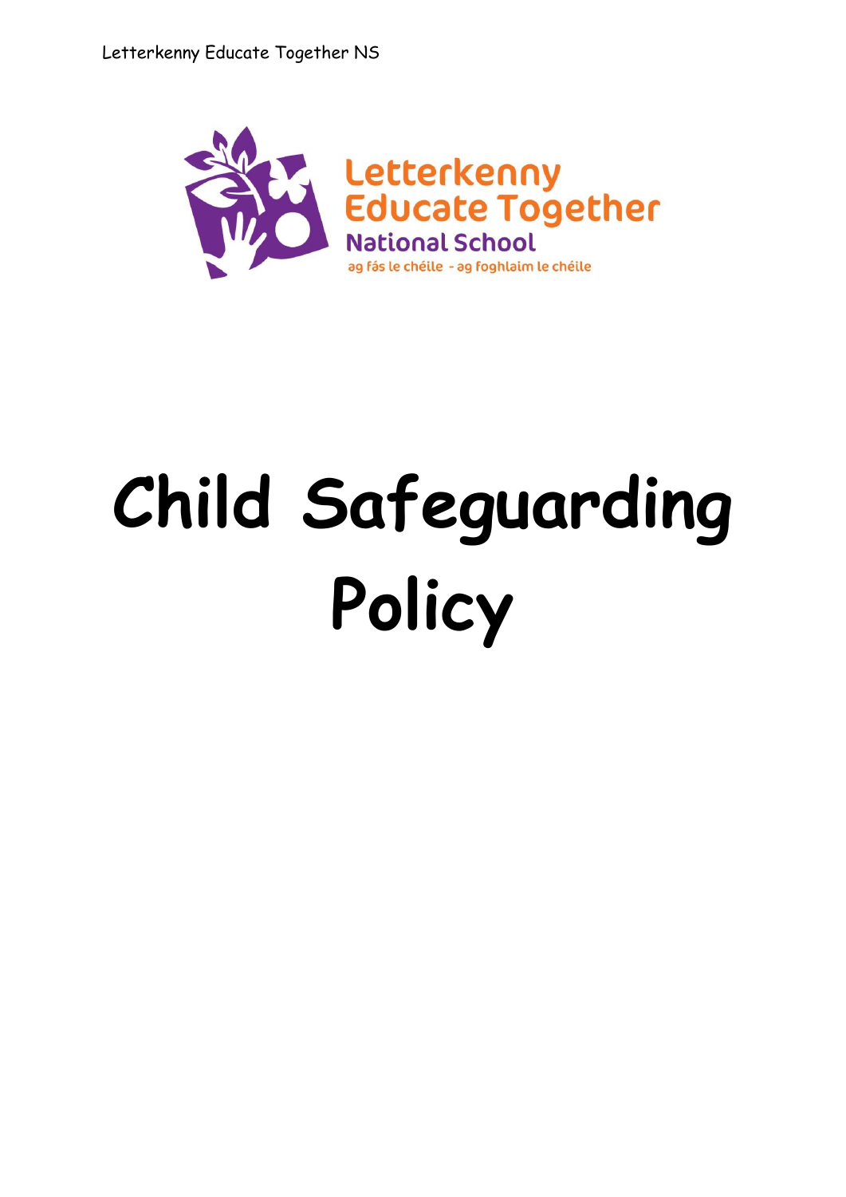Letterkenny Educate Together National School

ag fás le chéile - ag foghlaim le chéile

# Child Safeguarding Policy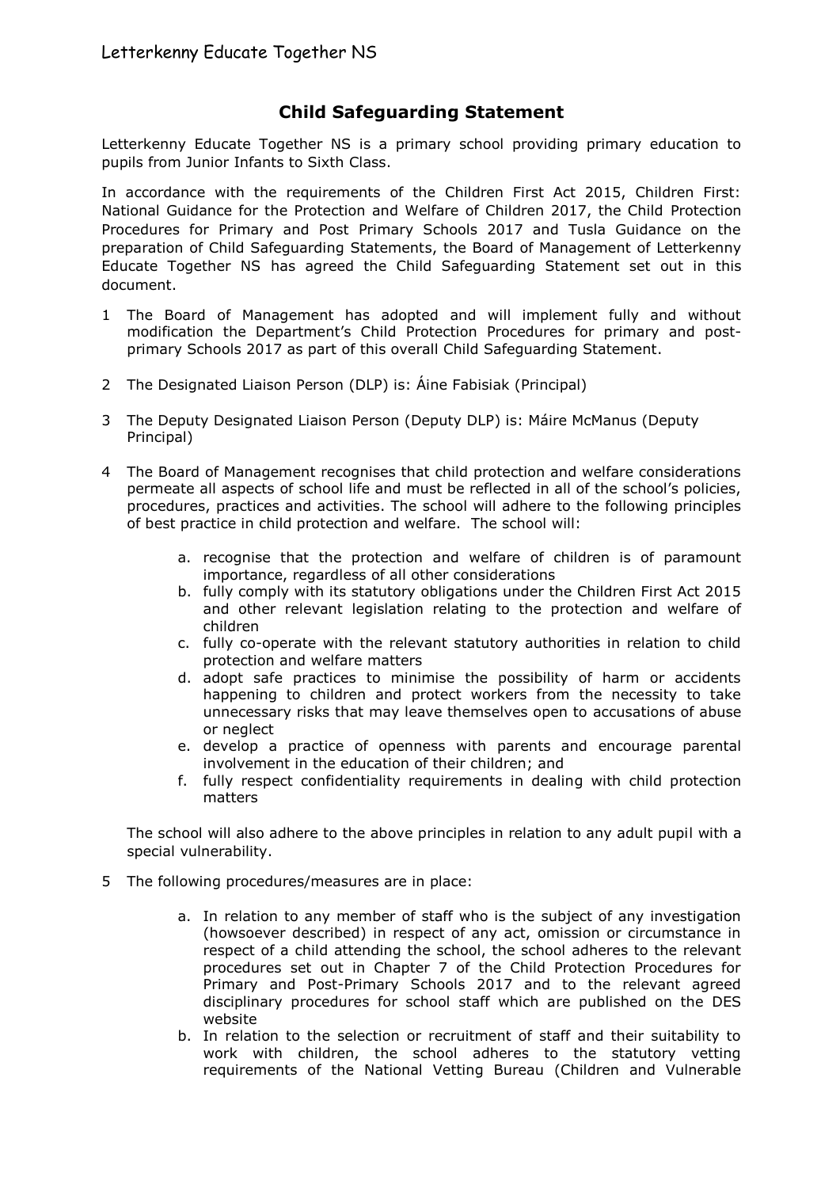## Child Safeguarding Statement

Letterkenny Educate Together NS is a primary school providing primary education to pupils from Junior Infants to Sixth Class.

In accordance with the requirements of the Children First Act 2015, Children First: National Guidance for the Protection and Welfare of Children 2017, the Child Protection Procedures for Primary and Post Primary Schools 2017 and Tusla Guidance on the preparation of Child Safeguarding Statements, the Board of Management of Letterkenny Educate Together NS has agreed the Child Safeguarding Statement set out in this document.

1 The Board of Management has adopted and will implement fully and without modification the Department's Child Protection Procedures for primary and post-primary Schools 2017 as part of this overall Child Safeguarding Statement.

2 The Designated Liaison Person (DLP) is: Áine Fabisiak (Principal)

3 The Deputy Designated Liaison Person (Deputy DLP) is: Máire McManus (Deputy Principal)

4 The Board of Management recognises that child protection and welfare considerations permeate all aspects of school life and must be reflected in all of the school's policies, procedures, practices and activities. The school will adhere to the following principles of best practice in child protection and welfare. The school will:

   a. recognise that the protection and welfare of children is of paramount importance, regardless of all other considerations
   b. fully comply with its statutory obligations under the Children First Act 2015 and other relevant legislation relating to the protection and welfare of children
   c. fully co-operate with the relevant statutory authorities in relation to child protection and welfare matters
   d. adopt safe practices to minimise the possibility of harm or accidents happening to children and protect workers from the necessity to take unnecessary risks that may leave themselves open to accusations of abuse or neglect
   e. develop a practice of openness with parents and encourage parental involvement in the education of their children; and
   f. fully respect confidentiality requirements in dealing with child protection matters

   The school will also adhere to the above principles in relation to any adult pupil with a special vulnerability.

5 The following procedures/measures are in place:

   a. In relation to any member of staff who is the subject of any investigation (howsoever described) in respect of any act, omission or circumstance in respect of a child attending the school, the school adheres to the relevant procedures set out in Chapter 7 of the Child Protection Procedures for Primary and Post-Primary Schools 2017 and to the relevant agreed disciplinary procedures for school staff which are published on the DES website
   b. In relation to the selection or recruitment of staff and their suitability to work with children, the school adheres to the statutory vetting requirements of the National Vetting Bureau (Children and Vulnerable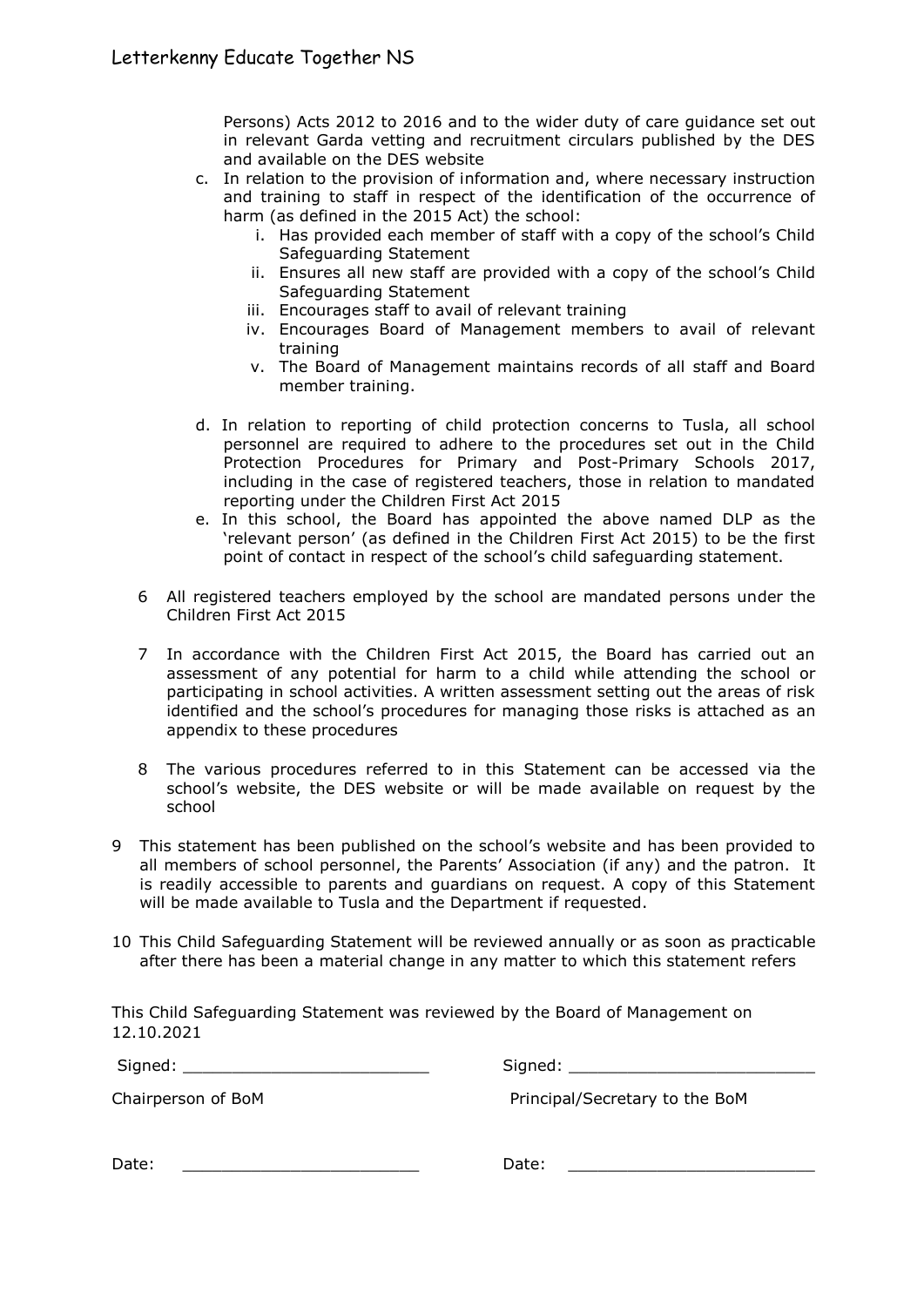Persons) Acts 2012 to 2016 and to the wider duty of care guidance set out in relevant Garda vetting and recruitment circulars published by the DES and available on the DES website

c. In relation to the provision of information and, where necessary instruction and training to staff in respect of the identification of the occurrence of harm (as defined in the 2015 Act) the school:
   i. Has provided each member of staff with a copy of the school's Child Safeguarding Statement
   ii. Ensures all new staff are provided with a copy of the school's Child Safeguarding Statement
   iii. Encourages staff to avail of relevant training
   iv. Encourages Board of Management members to avail of relevant training
   v. The Board of Management maintains records of all staff and Board member training.

d. In relation to reporting of child protection concerns to Tusla, all school personnel are required to adhere to the procedures set out in the Child Protection Procedures for Primary and Post-Primary Schools 2017, including in the case of registered teachers, those in relation to mandated reporting under the Children First Act 2015

e. In this school, the Board has appointed the above named DLP as the 'relevant person' (as defined in the Children First Act 2015) to be the first point of contact in respect of the school's child safeguarding statement.

6 All registered teachers employed by the school are mandated persons under the Children First Act 2015

7 In accordance with the Children First Act 2015, the Board has carried out an assessment of any potential for harm to a child while attending the school or participating in school activities. A written assessment setting out the areas of risk identified and the school's procedures for managing those risks is attached as an appendix to these procedures

8 The various procedures referred to in this Statement can be accessed via the school's website, the DES website or will be made available on request by the school

9 This statement has been published on the school's website and has been provided to all members of school personnel, the Parents' Association (if any) and the patron. It is readily accessible to parents and guardians on request. A copy of this Statement will be made available to Tusla and the Department if requested.

10 This Child Safeguarding Statement will be reviewed annually or as soon as practicable after there has been a material change in any matter to which this statement refers

This Child Safeguarding Statement was reviewed by the Board of Management on 12.10.2021

Signed: ________________________ Signed: ________________________

Chairperson of BoM Principal/Secretary to the BoM

Date: ________________________ Date: ________________________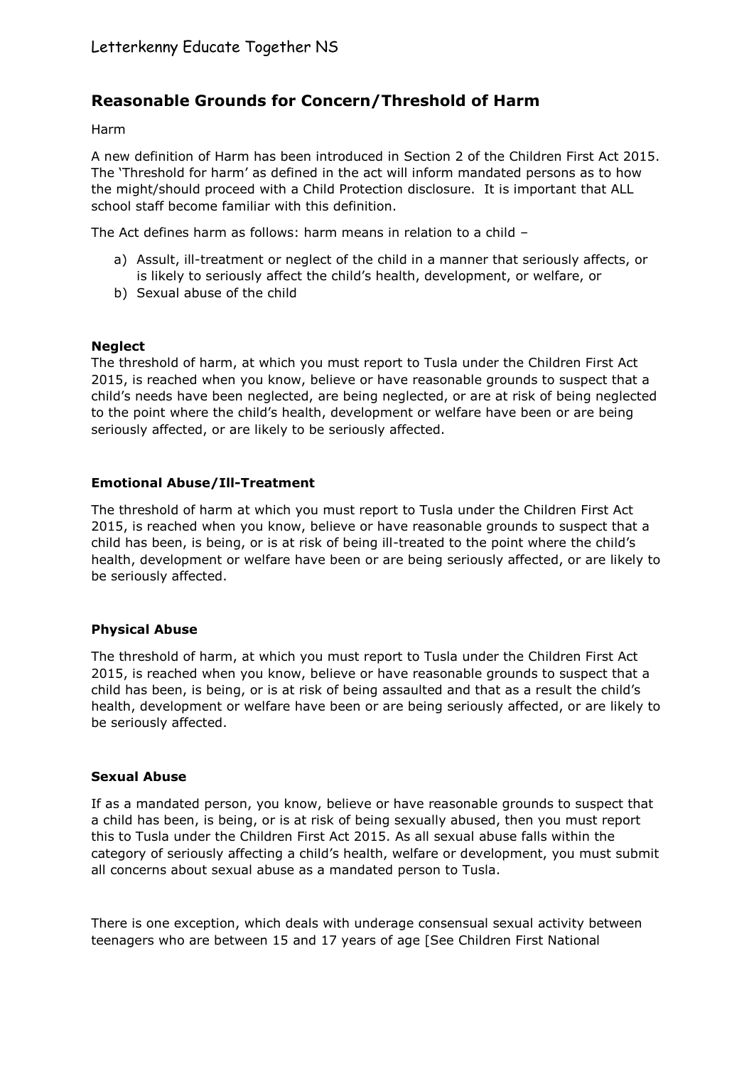## Reasonable Grounds for Concern/Threshold of Harm

Harm

A new definition of Harm has been introduced in Section 2 of the Children First Act 2015. The 'Threshold for harm' as defined in the act will inform mandated persons as to how the might/should proceed with a Child Protection disclosure. It is important that ALL school staff become familiar with this definition.

The Act defines harm as follows: harm means in relation to a child –

a) Assult, ill-treatment or neglect of the child in a manner that seriously affects, or is likely to seriously affect the child's health, development, or welfare, or
b) Sexual abuse of the child

**Neglect**

The threshold of harm, at which you must report to Tusla under the Children First Act 2015, is reached when you know, believe or have reasonable grounds to suspect that a child's needs have been neglected, are being neglected, or are at risk of being neglected to the point where the child's health, development or welfare have been or are being seriously affected, or are likely to be seriously affected.

**Emotional Abuse/Ill-Treatment**

The threshold of harm at which you must report to Tusla under the Children First Act 2015, is reached when you know, believe or have reasonable grounds to suspect that a child has been, is being, or is at risk of being ill-treated to the point where the child's health, development or welfare have been or are being seriously affected, or are likely to be seriously affected.

**Physical Abuse**

The threshold of harm, at which you must report to Tusla under the Children First Act 2015, is reached when you know, believe or have reasonable grounds to suspect that a child has been, is being, or is at risk of being assaulted and that as a result the child's health, development or welfare have been or are being seriously affected, or are likely to be seriously affected.

**Sexual Abuse**

If as a mandated person, you know, believe or have reasonable grounds to suspect that a child has been, is being, or is at risk of being sexually abused, then you must report this to Tusla under the Children First Act 2015. As all sexual abuse falls within the category of seriously affecting a child's health, welfare or development, you must submit all concerns about sexual abuse as a mandated person to Tusla.

There is one exception, which deals with underage consensual sexual activity between teenagers who are between 15 and 17 years of age [See Children First National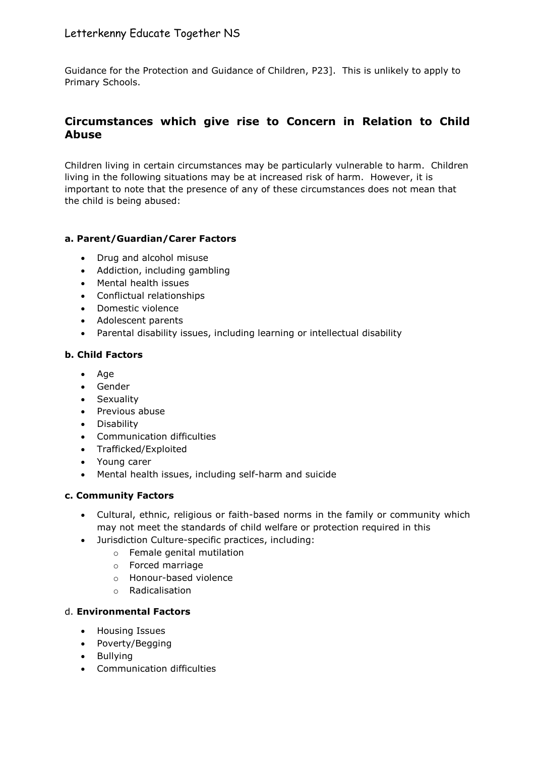Guidance for the Protection and Guidance of Children, P23]. This is unlikely to apply to Primary Schools.

## Circumstances which give rise to Concern in Relation to Child Abuse

Children living in certain circumstances may be particularly vulnerable to harm. Children living in the following situations may be at increased risk of harm. However, it is important to note that the presence of any of these circumstances does not mean that the child is being abused:

### a. Parent/Guardian/Carer Factors

- Drug and alcohol misuse
- Addiction, including gambling
- Mental health issues
- Conflictual relationships
- Domestic violence
- Adolescent parents
- Parental disability issues, including learning or intellectual disability

### b. Child Factors

- Age
- Gender
- Sexuality
- Previous abuse
- Disability
- Communication difficulties
- Trafficked/Exploited
- Young carer
- Mental health issues, including self-harm and suicide

### c. Community Factors

- Cultural, ethnic, religious or faith-based norms in the family or community which may not meet the standards of child welfare or protection required in this
- Jurisdiction Culture-specific practices, including:
  - Female genital mutilation
  - Forced marriage
  - Honour-based violence
  - Radicalisation

### d. Environmental Factors

- Housing Issues
- Poverty/Begging
- Bullying
- Communication difficulties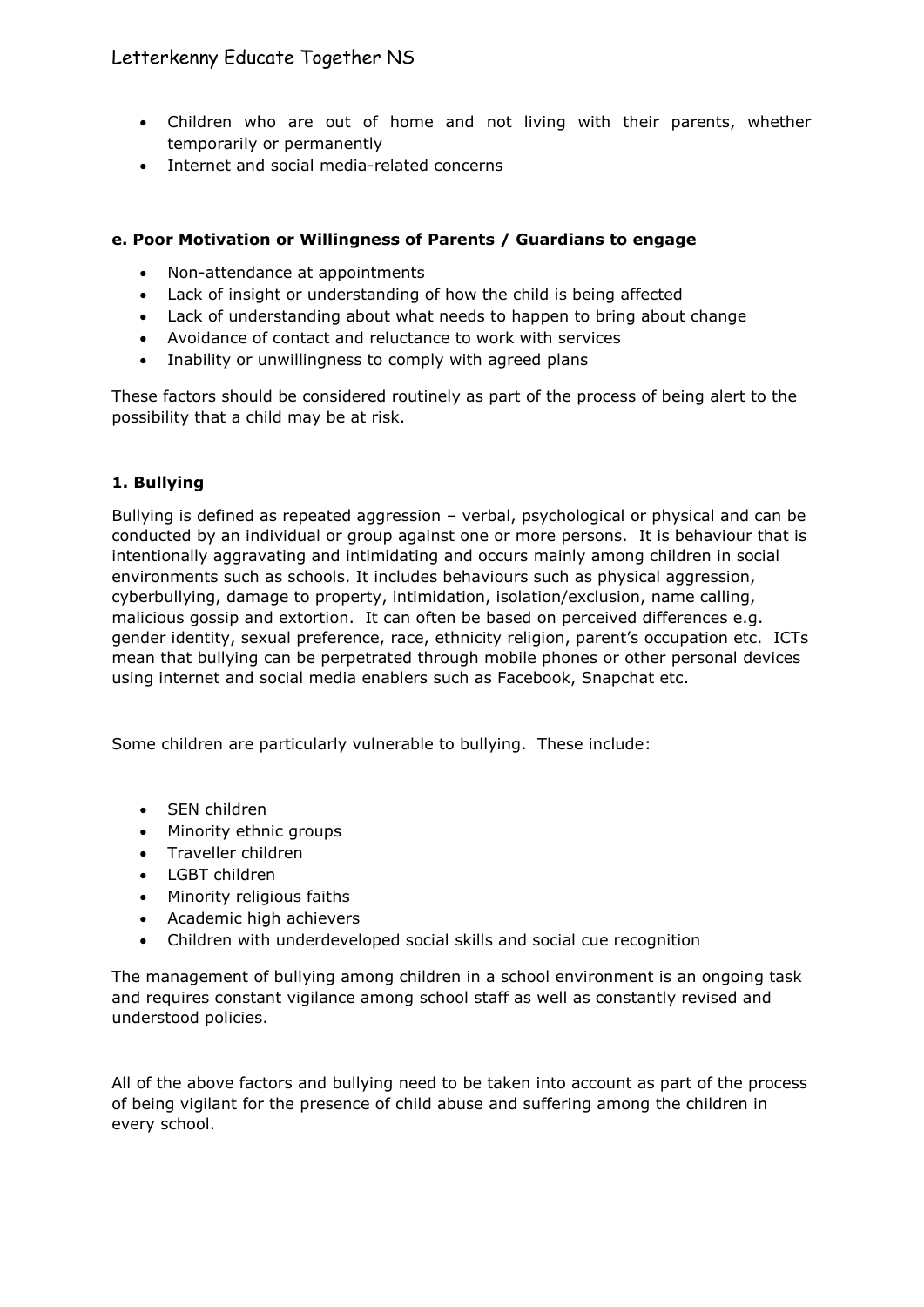- Children who are out of home and not living with their parents, whether temporarily or permanently
- Internet and social media-related concerns

**e. Poor Motivation or Willingness of Parents / Guardians to engage**

- Non-attendance at appointments
- Lack of insight or understanding of how the child is being affected
- Lack of understanding about what needs to happen to bring about change
- Avoidance of contact and reluctance to work with services
- Inability or unwillingness to comply with agreed plans

These factors should be considered routinely as part of the process of being alert to the possibility that a child may be at risk.

**1. Bullying**

Bullying is defined as repeated aggression – verbal, psychological or physical and can be conducted by an individual or group against one or more persons. It is behaviour that is intentionally aggravating and intimidating and occurs mainly among children in social environments such as schools. It includes behaviours such as physical aggression, cyberbullying, damage to property, intimidation, isolation/exclusion, name calling, malicious gossip and extortion. It can often be based on perceived differences e.g. gender identity, sexual preference, race, ethnicity religion, parent's occupation etc. ICTs mean that bullying can be perpetrated through mobile phones or other personal devices using internet and social media enablers such as Facebook, Snapchat etc.

Some children are particularly vulnerable to bullying. These include:

- SEN children
- Minority ethnic groups
- Traveller children
- LGBT children
- Minority religious faiths
- Academic high achievers
- Children with underdeveloped social skills and social cue recognition

The management of bullying among children in a school environment is an ongoing task and requires constant vigilance among school staff as well as constantly revised and understood policies.

All of the above factors and bullying need to be taken into account as part of the process of being vigilant for the presence of child abuse and suffering among the children in every school.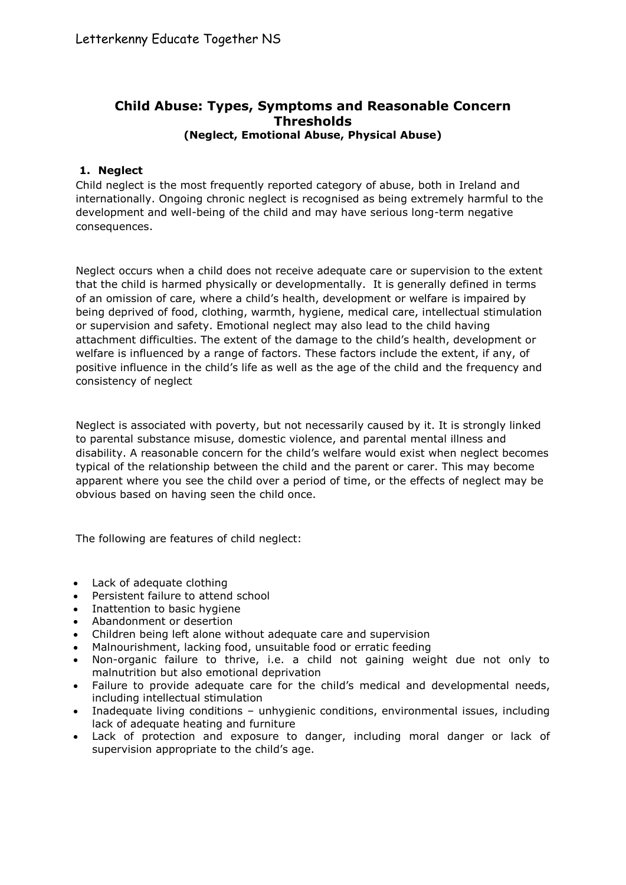## Child Abuse: Types, Symptoms and Reasonable Concern Thresholds

**(Neglect, Emotional Abuse, Physical Abuse)**

### 1. Neglect

Child neglect is the most frequently reported category of abuse, both in Ireland and internationally. Ongoing chronic neglect is recognised as being extremely harmful to the development and well-being of the child and may have serious long-term negative consequences.

Neglect occurs when a child does not receive adequate care or supervision to the extent that the child is harmed physically or developmentally. It is generally defined in terms of an omission of care, where a child's health, development or welfare is impaired by being deprived of food, clothing, warmth, hygiene, medical care, intellectual stimulation or supervision and safety. Emotional neglect may also lead to the child having attachment difficulties. The extent of the damage to the child's health, development or welfare is influenced by a range of factors. These factors include the extent, if any, of positive influence in the child's life as well as the age of the child and the frequency and consistency of neglect

Neglect is associated with poverty, but not necessarily caused by it. It is strongly linked to parental substance misuse, domestic violence, and parental mental illness and disability. A reasonable concern for the child's welfare would exist when neglect becomes typical of the relationship between the child and the parent or carer. This may become apparent where you see the child over a period of time, or the effects of neglect may be obvious based on having seen the child once.

The following are features of child neglect:

- Lack of adequate clothing
- Persistent failure to attend school
- Inattention to basic hygiene
- Abandonment or desertion
- Children being left alone without adequate care and supervision
- Malnourishment, lacking food, unsuitable food or erratic feeding
- Non-organic failure to thrive, i.e. a child not gaining weight due not only to malnutrition but also emotional deprivation
- Failure to provide adequate care for the child's medical and developmental needs, including intellectual stimulation
- Inadequate living conditions – unhygienic conditions, environmental issues, including lack of adequate heating and furniture
- Lack of protection and exposure to danger, including moral danger or lack of supervision appropriate to the child's age.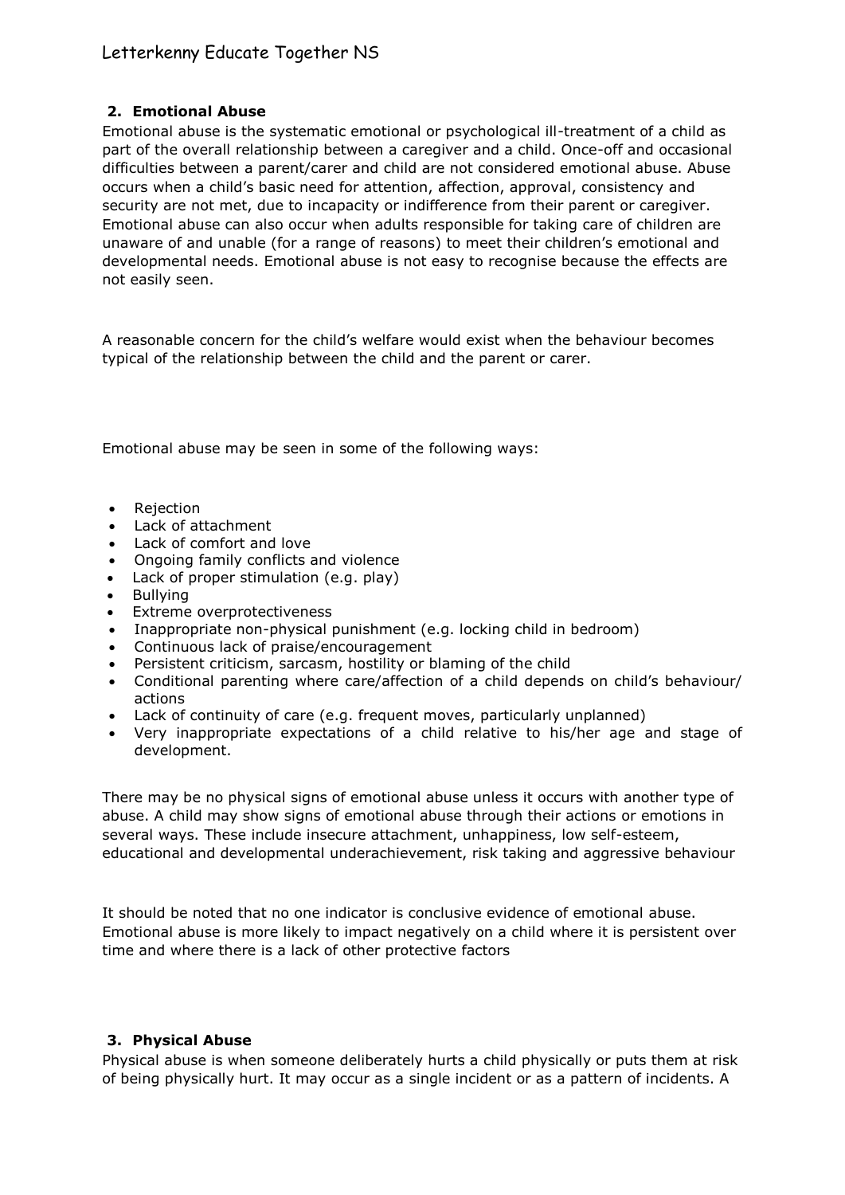## 2. Emotional Abuse

Emotional abuse is the systematic emotional or psychological ill-treatment of a child as part of the overall relationship between a caregiver and a child. Once-off and occasional difficulties between a parent/carer and child are not considered emotional abuse. Abuse occurs when a child's basic need for attention, affection, approval, consistency and security are not met, due to incapacity or indifference from their parent or caregiver. Emotional abuse can also occur when adults responsible for taking care of children are unaware of and unable (for a range of reasons) to meet their children's emotional and developmental needs. Emotional abuse is not easy to recognise because the effects are not easily seen.

A reasonable concern for the child's welfare would exist when the behaviour becomes typical of the relationship between the child and the parent or carer.

Emotional abuse may be seen in some of the following ways:

- Rejection
- Lack of attachment
- Lack of comfort and love
- Ongoing family conflicts and violence
- Lack of proper stimulation (e.g. play)
- Bullying
- Extreme overprotectiveness
- Inappropriate non-physical punishment (e.g. locking child in bedroom)
- Continuous lack of praise/encouragement
- Persistent criticism, sarcasm, hostility or blaming of the child
- Conditional parenting where care/affection of a child depends on child's behaviour/ actions
- Lack of continuity of care (e.g. frequent moves, particularly unplanned)
- Very inappropriate expectations of a child relative to his/her age and stage of development.

There may be no physical signs of emotional abuse unless it occurs with another type of abuse. A child may show signs of emotional abuse through their actions or emotions in several ways. These include insecure attachment, unhappiness, low self-esteem, educational and developmental underachievement, risk taking and aggressive behaviour

It should be noted that no one indicator is conclusive evidence of emotional abuse. Emotional abuse is more likely to impact negatively on a child where it is persistent over time and where there is a lack of other protective factors

## 3. Physical Abuse

Physical abuse is when someone deliberately hurts a child physically or puts them at risk of being physically hurt. It may occur as a single incident or as a pattern of incidents. A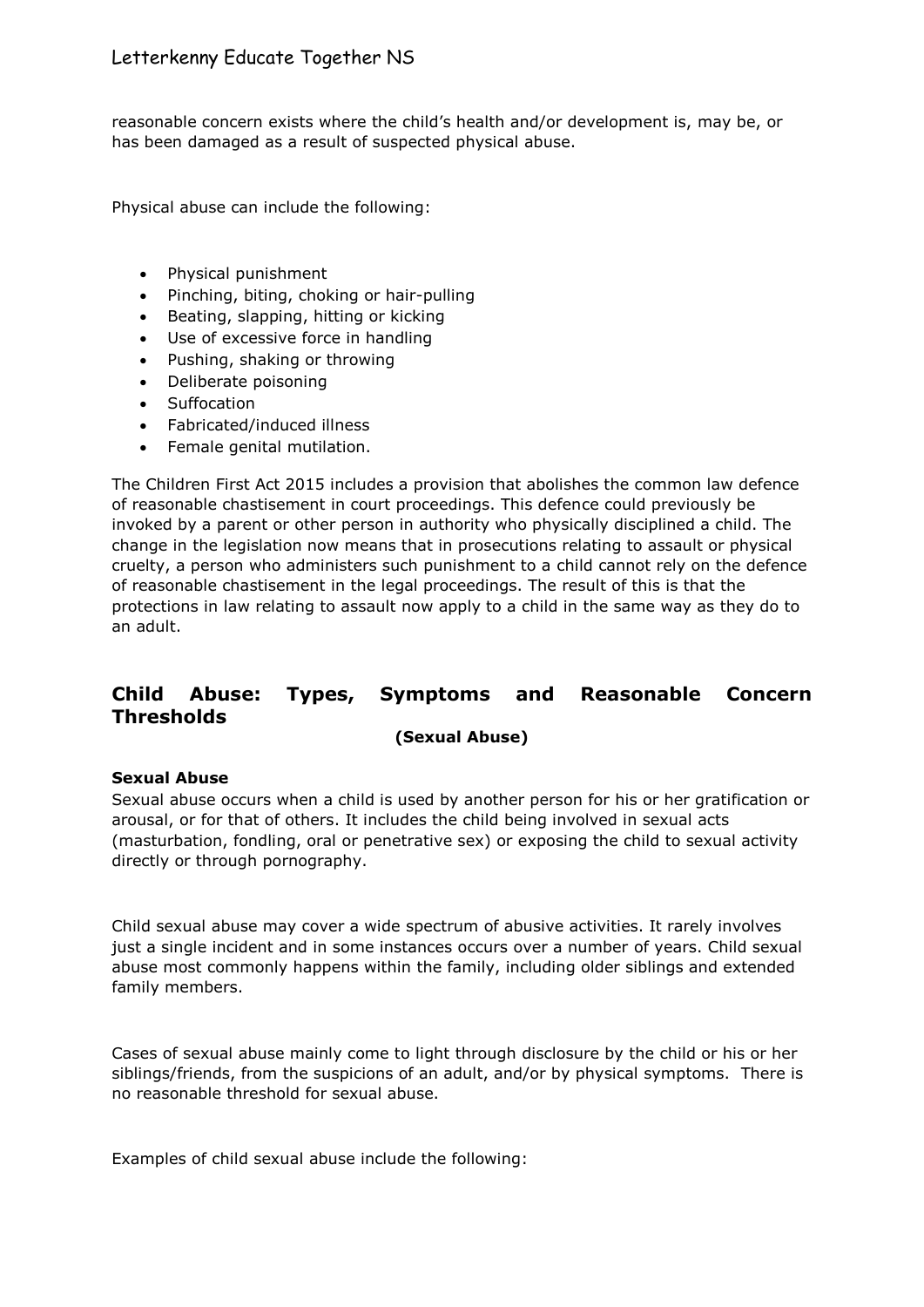reasonable concern exists where the child's health and/or development is, may be, or has been damaged as a result of suspected physical abuse.

Physical abuse can include the following:

- Physical punishment
- Pinching, biting, choking or hair-pulling
- Beating, slapping, hitting or kicking
- Use of excessive force in handling
- Pushing, shaking or throwing
- Deliberate poisoning
- Suffocation
- Fabricated/induced illness
- Female genital mutilation.

The Children First Act 2015 includes a provision that abolishes the common law defence of reasonable chastisement in court proceedings. This defence could previously be invoked by a parent or other person in authority who physically disciplined a child. The change in the legislation now means that in prosecutions relating to assault or physical cruelty, a person who administers such punishment to a child cannot rely on the defence of reasonable chastisement in the legal proceedings. The result of this is that the protections in law relating to assault now apply to a child in the same way as they do to an adult.

## Child Abuse: Types, Symptoms and Reasonable Concern Thresholds

**(Sexual Abuse)**

### Sexual Abuse

Sexual abuse occurs when a child is used by another person for his or her gratification or arousal, or for that of others. It includes the child being involved in sexual acts (masturbation, fondling, oral or penetrative sex) or exposing the child to sexual activity directly or through pornography.

Child sexual abuse may cover a wide spectrum of abusive activities. It rarely involves just a single incident and in some instances occurs over a number of years. Child sexual abuse most commonly happens within the family, including older siblings and extended family members.

Cases of sexual abuse mainly come to light through disclosure by the child or his or her siblings/friends, from the suspicions of an adult, and/or by physical symptoms. There is no reasonable threshold for sexual abuse.

Examples of child sexual abuse include the following: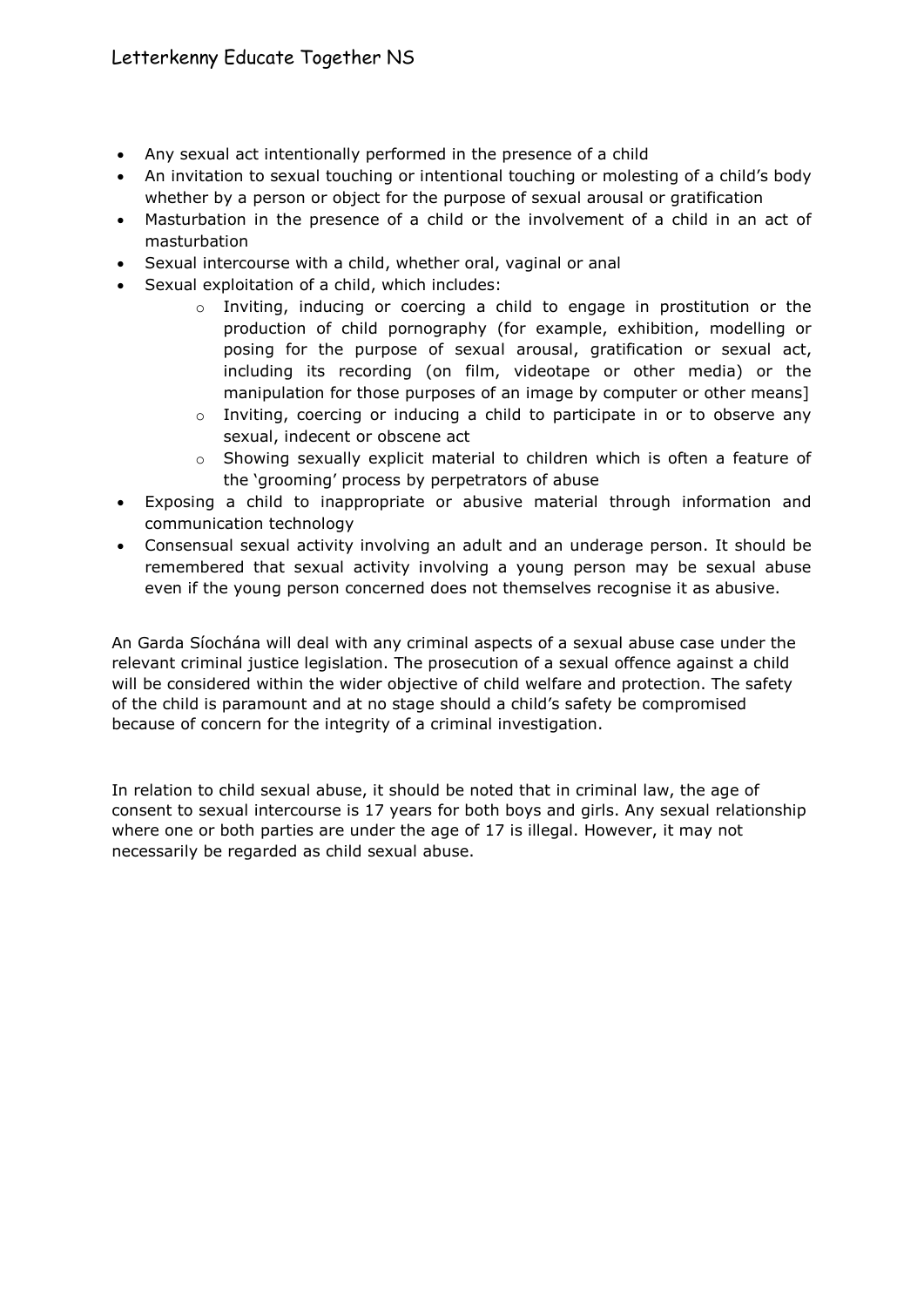- Any sexual act intentionally performed in the presence of a child
- An invitation to sexual touching or intentional touching or molesting of a child's body whether by a person or object for the purpose of sexual arousal or gratification
- Masturbation in the presence of a child or the involvement of a child in an act of masturbation
- Sexual intercourse with a child, whether oral, vaginal or anal
- Sexual exploitation of a child, which includes:
  - Inviting, inducing or coercing a child to engage in prostitution or the production of child pornography (for example, exhibition, modelling or posing for the purpose of sexual arousal, gratification or sexual act, including its recording (on film, videotape or other media) or the manipulation for those purposes of an image by computer or other means]
  - Inviting, coercing or inducing a child to participate in or to observe any sexual, indecent or obscene act
  - Showing sexually explicit material to children which is often a feature of the 'grooming' process by perpetrators of abuse
- Exposing a child to inappropriate or abusive material through information and communication technology
- Consensual sexual activity involving an adult and an underage person. It should be remembered that sexual activity involving a young person may be sexual abuse even if the young person concerned does not themselves recognise it as abusive.

An Garda Síochána will deal with any criminal aspects of a sexual abuse case under the relevant criminal justice legislation. The prosecution of a sexual offence against a child will be considered within the wider objective of child welfare and protection. The safety of the child is paramount and at no stage should a child's safety be compromised because of concern for the integrity of a criminal investigation.

In relation to child sexual abuse, it should be noted that in criminal law, the age of consent to sexual intercourse is 17 years for both boys and girls. Any sexual relationship where one or both parties are under the age of 17 is illegal. However, it may not necessarily be regarded as child sexual abuse.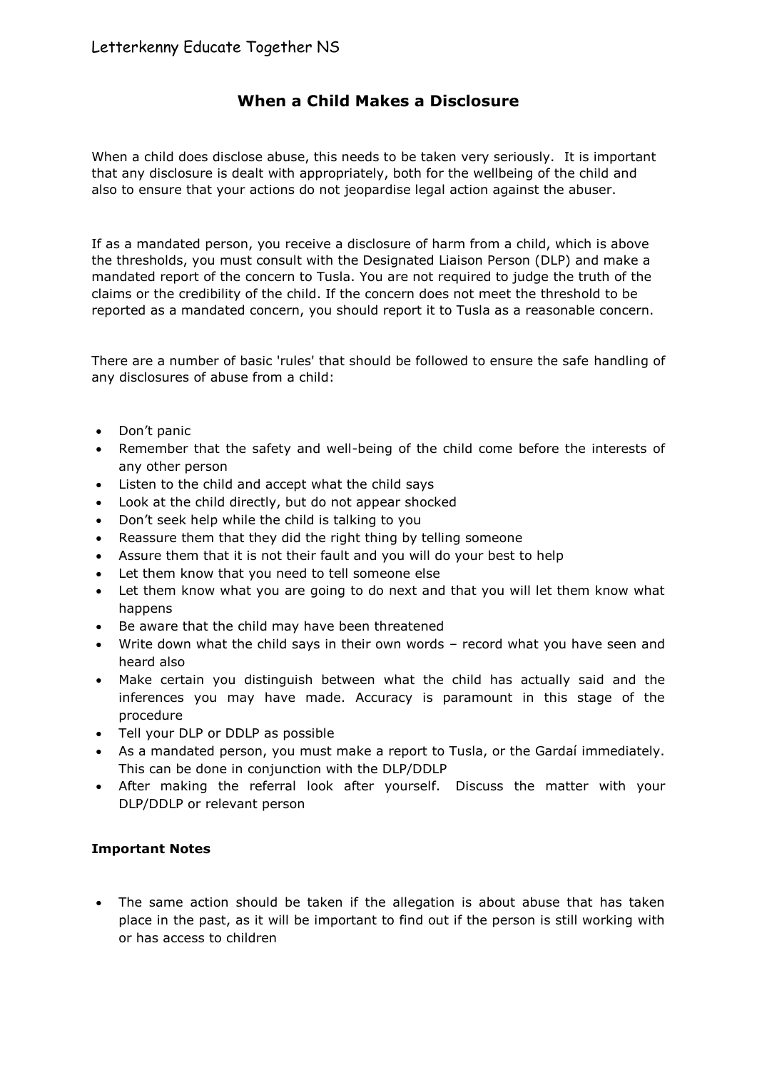## When a Child Makes a Disclosure

When a child does disclose abuse, this needs to be taken very seriously. It is important that any disclosure is dealt with appropriately, both for the wellbeing of the child and also to ensure that your actions do not jeopardise legal action against the abuser.

If as a mandated person, you receive a disclosure of harm from a child, which is above the thresholds, you must consult with the Designated Liaison Person (DLP) and make a mandated report of the concern to Tusla. You are not required to judge the truth of the claims or the credibility of the child. If the concern does not meet the threshold to be reported as a mandated concern, you should report it to Tusla as a reasonable concern.

There are a number of basic 'rules' that should be followed to ensure the safe handling of any disclosures of abuse from a child:

- Don't panic
- Remember that the safety and well-being of the child come before the interests of any other person
- Listen to the child and accept what the child says
- Look at the child directly, but do not appear shocked
- Don't seek help while the child is talking to you
- Reassure them that they did the right thing by telling someone
- Assure them that it is not their fault and you will do your best to help
- Let them know that you need to tell someone else
- Let them know what you are going to do next and that you will let them know what happens
- Be aware that the child may have been threatened
- Write down what the child says in their own words – record what you have seen and heard also
- Make certain you distinguish between what the child has actually said and the inferences you may have made. Accuracy is paramount in this stage of the procedure
- Tell your DLP or DDLP as possible
- As a mandated person, you must make a report to Tusla, or the Gardaí immediately. This can be done in conjunction with the DLP/DDLP
- After making the referral look after yourself. Discuss the matter with your DLP/DDLP or relevant person

**Important Notes**

- The same action should be taken if the allegation is about abuse that has taken place in the past, as it will be important to find out if the person is still working with or has access to children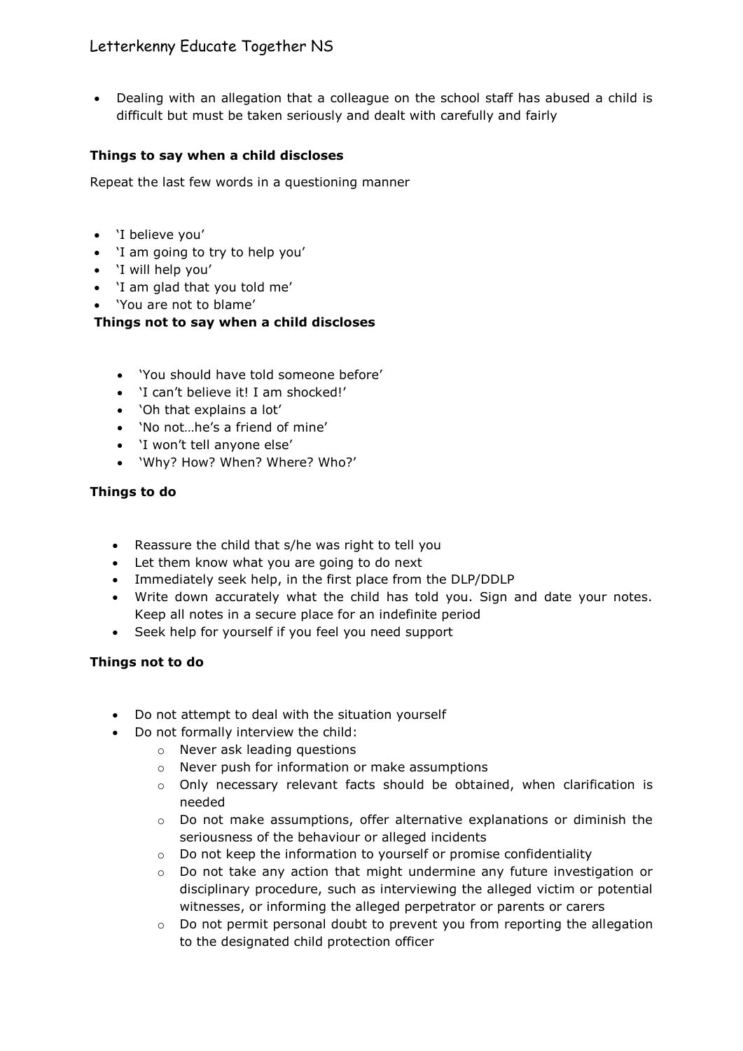- Dealing with an allegation that a colleague on the school staff has abused a child is difficult but must be taken seriously and dealt with carefully and fairly

**Things to say when a child discloses**

Repeat the last few words in a questioning manner

- 'I believe you'
- 'I am going to try to help you'
- 'I will help you'
- 'I am glad that you told me'
- 'You are not to blame'

**Things not to say when a child discloses**

- 'You should have told someone before'
- 'I can't believe it! I am shocked!'
- 'Oh that explains a lot'
- 'No not…he's a friend of mine'
- 'I won't tell anyone else'
- 'Why? How? When? Where? Who?'

**Things to do**

- Reassure the child that s/he was right to tell you
- Let them know what you are going to do next
- Immediately seek help, in the first place from the DLP/DDLP
- Write down accurately what the child has told you. Sign and date your notes. Keep all notes in a secure place for an indefinite period
- Seek help for yourself if you feel you need support

**Things not to do**

- Do not attempt to deal with the situation yourself
- Do not formally interview the child:
    - Never ask leading questions
    - Never push for information or make assumptions
    - Only necessary relevant facts should be obtained, when clarification is needed
    - Do not make assumptions, offer alternative explanations or diminish the seriousness of the behaviour or alleged incidents
    - Do not keep the information to yourself or promise confidentiality
    - Do not take any action that might undermine any future investigation or disciplinary procedure, such as interviewing the alleged victim or potential witnesses, or informing the alleged perpetrator or parents or carers
    - Do not permit personal doubt to prevent you from reporting the allegation to the designated child protection officer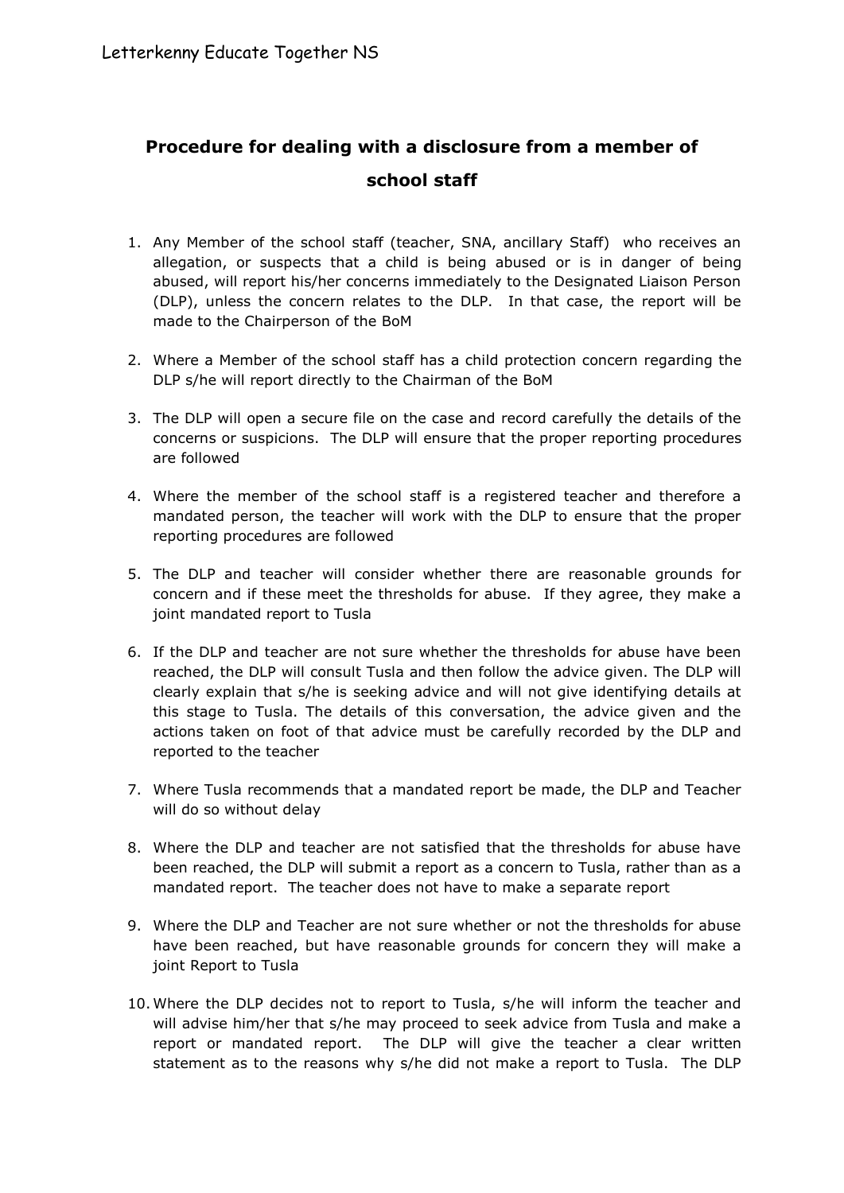# Procedure for dealing with a disclosure from a member of school staff

1. Any Member of the school staff (teacher, SNA, ancillary Staff) who receives an allegation, or suspects that a child is being abused or is in danger of being abused, will report his/her concerns immediately to the Designated Liaison Person (DLP), unless the concern relates to the DLP. In that case, the report will be made to the Chairperson of the BoM

2. Where a Member of the school staff has a child protection concern regarding the DLP s/he will report directly to the Chairman of the BoM

3. The DLP will open a secure file on the case and record carefully the details of the concerns or suspicions. The DLP will ensure that the proper reporting procedures are followed

4. Where the member of the school staff is a registered teacher and therefore a mandated person, the teacher will work with the DLP to ensure that the proper reporting procedures are followed

5. The DLP and teacher will consider whether there are reasonable grounds for concern and if these meet the thresholds for abuse. If they agree, they make a joint mandated report to Tusla

6. If the DLP and teacher are not sure whether the thresholds for abuse have been reached, the DLP will consult Tusla and then follow the advice given. The DLP will clearly explain that s/he is seeking advice and will not give identifying details at this stage to Tusla. The details of this conversation, the advice given and the actions taken on foot of that advice must be carefully recorded by the DLP and reported to the teacher

7. Where Tusla recommends that a mandated report be made, the DLP and Teacher will do so without delay

8. Where the DLP and teacher are not satisfied that the thresholds for abuse have been reached, the DLP will submit a report as a concern to Tusla, rather than as a mandated report. The teacher does not have to make a separate report

9. Where the DLP and Teacher are not sure whether or not the thresholds for abuse have been reached, but have reasonable grounds for concern they will make a joint Report to Tusla

10. Where the DLP decides not to report to Tusla, s/he will inform the teacher and will advise him/her that s/he may proceed to seek advice from Tusla and make a report or mandated report. The DLP will give the teacher a clear written statement as to the reasons why s/he did not make a report to Tusla. The DLP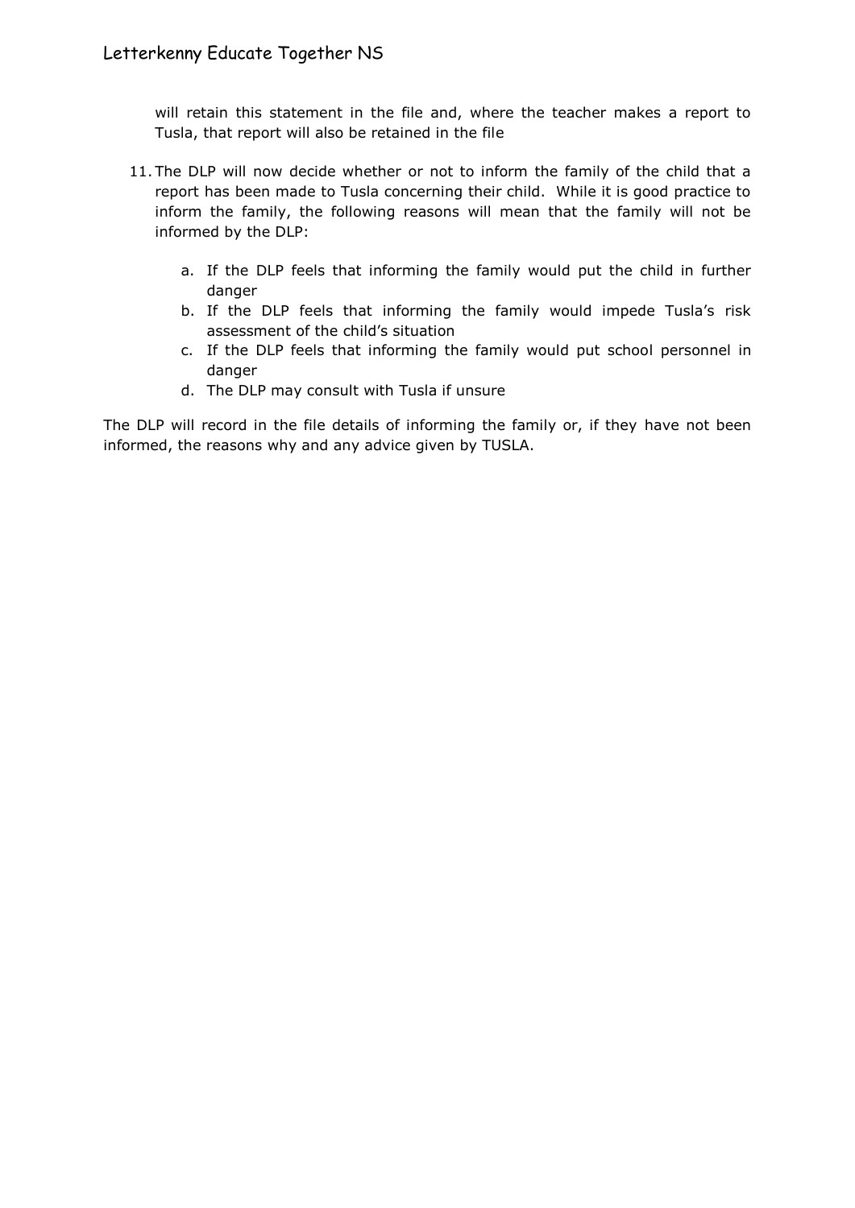will retain this statement in the file and, where the teacher makes a report to Tusla, that report will also be retained in the file

11. The DLP will now decide whether or not to inform the family of the child that a report has been made to Tusla concerning their child. While it is good practice to inform the family, the following reasons will mean that the family will not be informed by the DLP:

    a. If the DLP feels that informing the family would put the child in further danger
    b. If the DLP feels that informing the family would impede Tusla's risk assessment of the child's situation
    c. If the DLP feels that informing the family would put school personnel in danger
    d. The DLP may consult with Tusla if unsure

The DLP will record in the file details of informing the family or, if they have not been informed, the reasons why and any advice given by TUSLA.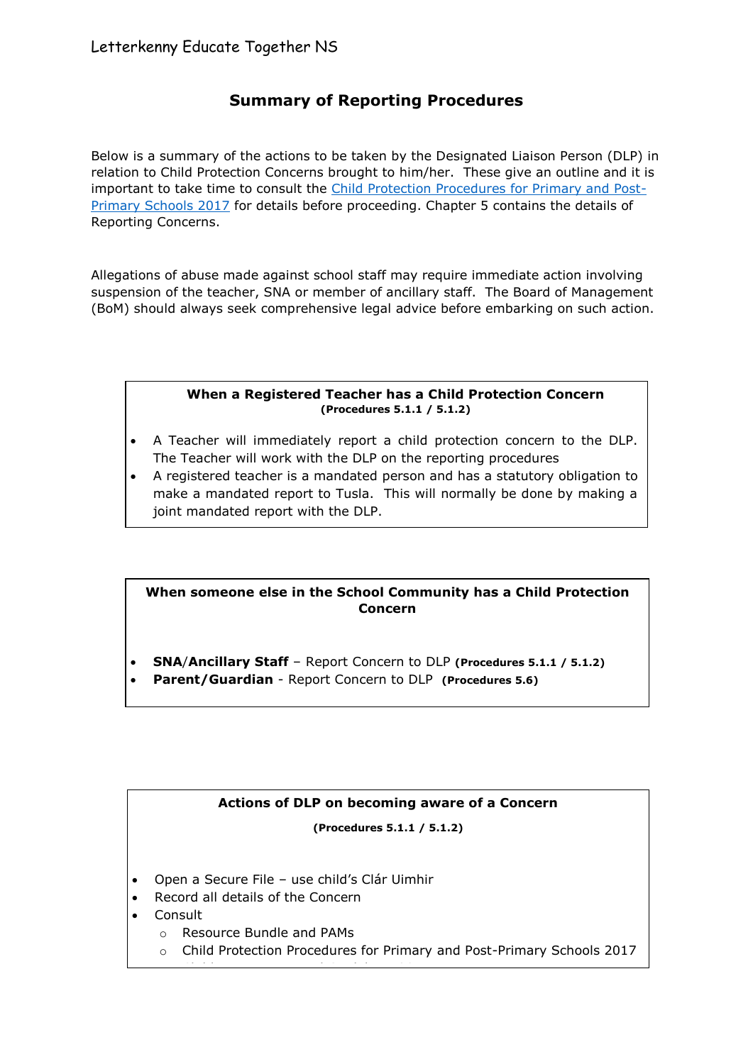# Summary of Reporting Procedures

Below is a summary of the actions to be taken by the Designated Liaison Person (DLP) in relation to Child Protection Concerns brought to him/her. These give an outline and it is important to take time to consult the [Child Protection Procedures for Primary and Post-Primary Schools 2017]() for details before proceeding. Chapter 5 contains the details of Reporting Concerns.

Allegations of abuse made against school staff may require immediate action involving suspension of the teacher, SNA or member of ancillary staff. The Board of Management (BoM) should always seek comprehensive legal advice before embarking on such action.

### When a Registered Teacher has a Child Protection Concern

**(Procedures 5.1.1 / 5.1.2)**

- A Teacher will immediately report a child protection concern to the DLP. The Teacher will work with the DLP on the reporting procedures
- A registered teacher is a mandated person and has a statutory obligation to make a mandated report to Tusla. This will normally be done by making a joint mandated report with the DLP.

### When someone else in the School Community has a Child Protection Concern

- **SNA/Ancillary Staff** – Report Concern to DLP **(Procedures 5.1.1 / 5.1.2)**
- **Parent/Guardian** - Report Concern to DLP **(Procedures 5.6)**

### Actions of DLP on becoming aware of a Concern

**(Procedures 5.1.1 / 5.1.2)**

- Open a Secure File – use child's Clár Uimhir
- Record all details of the Concern
- Consult
  - Resource Bundle and PAMs
  - Child Protection Procedures for Primary and Post-Primary Schools 2017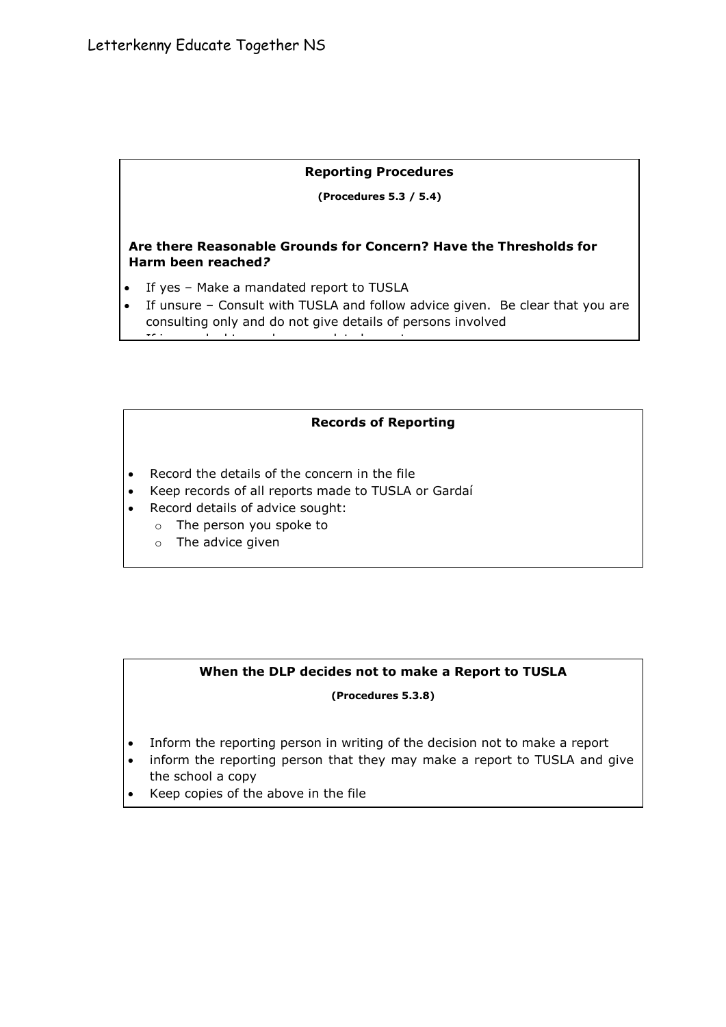**Reporting Procedures**

**(Procedures 5.3 / 5.4)**

**Are there Reasonable Grounds for Concern? Have the Thresholds for Harm been reached?**

- If yes – Make a mandated report to TUSLA
- If unsure – Consult with TUSLA and follow advice given. Be clear that you are consulting only and do not give details of persons involved

**Records of Reporting**

- Record the details of the concern in the file
- Keep records of all reports made to TUSLA or Gardaí
- Record details of advice sought:
  - The person you spoke to
  - The advice given

**When the DLP decides not to make a Report to TUSLA**

**(Procedures 5.3.8)**

- Inform the reporting person in writing of the decision not to make a report
- inform the reporting person that they may make a report to TUSLA and give the school a copy
- Keep copies of the above in the file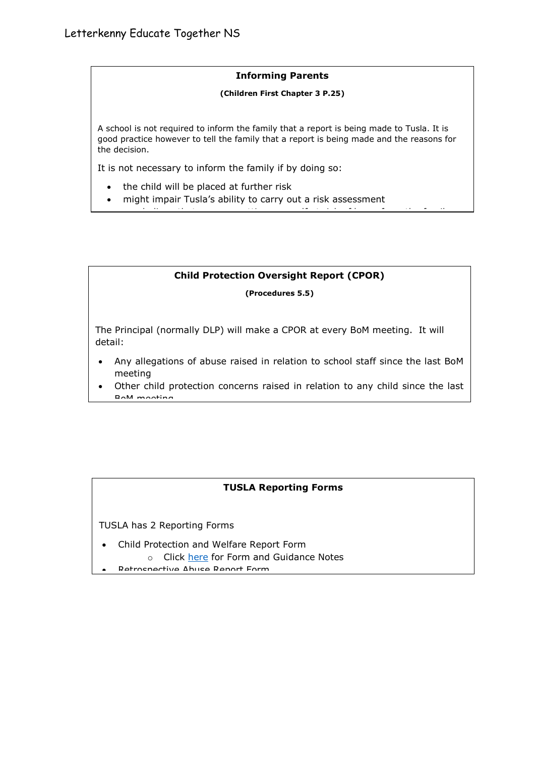## Informing Parents

**(Children First Chapter 3 P.25)**

A school is not required to inform the family that a report is being made to Tusla. It is good practice however to tell the family that a report is being made and the reasons for the decision.

It is not necessary to inform the family if by doing so:

- the child will be placed at further risk
- might impair Tusla's ability to carry out a risk assessment

## Child Protection Oversight Report (CPOR)

**(Procedures 5.5)**

The Principal (normally DLP) will make a CPOR at every BoM meeting. It will detail:

- Any allegations of abuse raised in relation to school staff since the last BoM meeting
- Other child protection concerns raised in relation to any child since the last BoM meeting

## TUSLA Reporting Forms

TUSLA has 2 Reporting Forms

- Child Protection and Welfare Report Form
  - Click here for Form and Guidance Notes
- Retrospective Abuse Report Form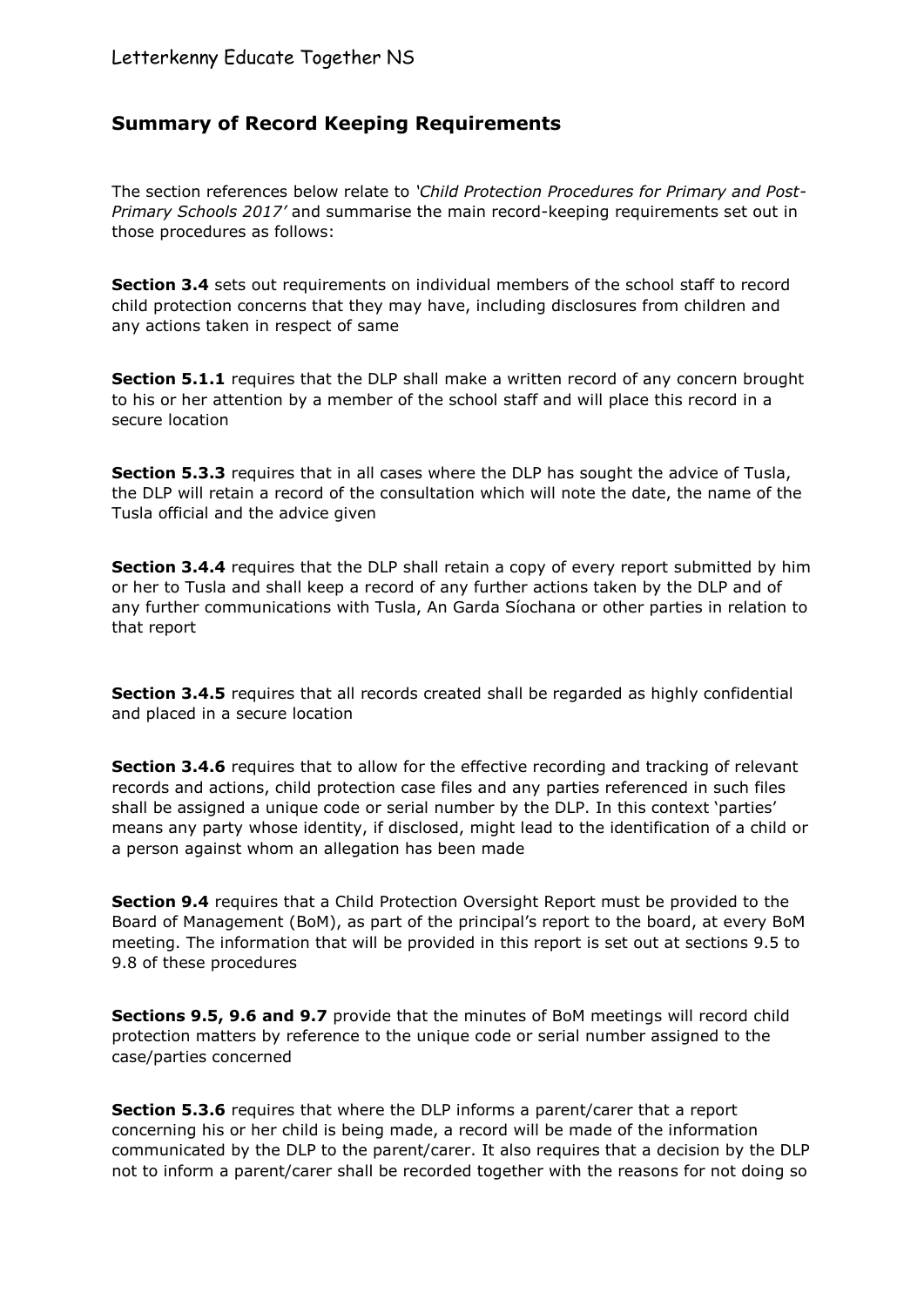## Summary of Record Keeping Requirements

The section references below relate to *'Child Protection Procedures for Primary and Post-Primary Schools 2017'* and summarise the main record-keeping requirements set out in those procedures as follows:

**Section 3.4** sets out requirements on individual members of the school staff to record child protection concerns that they may have, including disclosures from children and any actions taken in respect of same

**Section 5.1.1** requires that the DLP shall make a written record of any concern brought to his or her attention by a member of the school staff and will place this record in a secure location

**Section 5.3.3** requires that in all cases where the DLP has sought the advice of Tusla, the DLP will retain a record of the consultation which will note the date, the name of the Tusla official and the advice given

**Section 3.4.4** requires that the DLP shall retain a copy of every report submitted by him or her to Tusla and shall keep a record of any further actions taken by the DLP and of any further communications with Tusla, An Garda Síochana or other parties in relation to that report

**Section 3.4.5** requires that all records created shall be regarded as highly confidential and placed in a secure location

**Section 3.4.6** requires that to allow for the effective recording and tracking of relevant records and actions, child protection case files and any parties referenced in such files shall be assigned a unique code or serial number by the DLP. In this context 'parties' means any party whose identity, if disclosed, might lead to the identification of a child or a person against whom an allegation has been made

**Section 9.4** requires that a Child Protection Oversight Report must be provided to the Board of Management (BoM), as part of the principal's report to the board, at every BoM meeting. The information that will be provided in this report is set out at sections 9.5 to 9.8 of these procedures

**Sections 9.5, 9.6 and 9.7** provide that the minutes of BoM meetings will record child protection matters by reference to the unique code or serial number assigned to the case/parties concerned

**Section 5.3.6** requires that where the DLP informs a parent/carer that a report concerning his or her child is being made, a record will be made of the information communicated by the DLP to the parent/carer. It also requires that a decision by the DLP not to inform a parent/carer shall be recorded together with the reasons for not doing so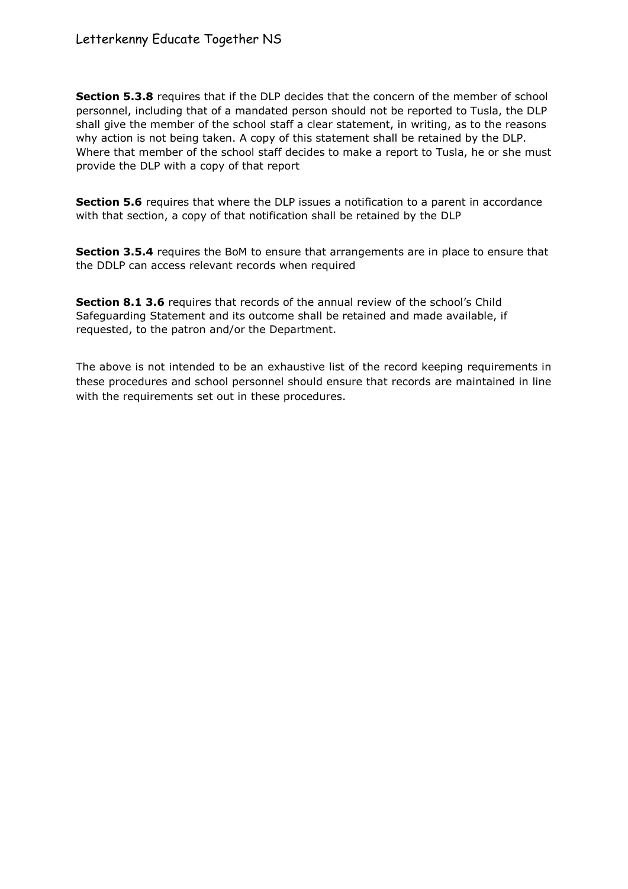**Section 5.3.8** requires that if the DLP decides that the concern of the member of school personnel, including that of a mandated person should not be reported to Tusla, the DLP shall give the member of the school staff a clear statement, in writing, as to the reasons why action is not being taken. A copy of this statement shall be retained by the DLP. Where that member of the school staff decides to make a report to Tusla, he or she must provide the DLP with a copy of that report

**Section 5.6** requires that where the DLP issues a notification to a parent in accordance with that section, a copy of that notification shall be retained by the DLP

**Section 3.5.4** requires the BoM to ensure that arrangements are in place to ensure that the DDLP can access relevant records when required

**Section 8.1 3.6** requires that records of the annual review of the school's Child Safeguarding Statement and its outcome shall be retained and made available, if requested, to the patron and/or the Department.

The above is not intended to be an exhaustive list of the record keeping requirements in these procedures and school personnel should ensure that records are maintained in line with the requirements set out in these procedures.